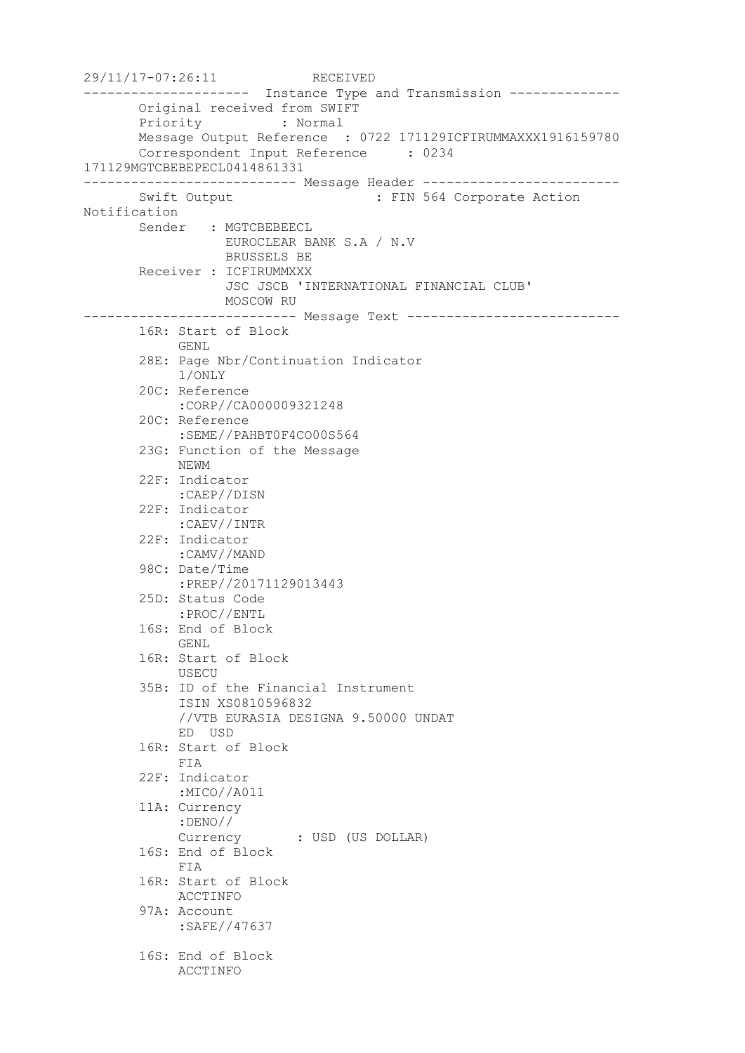```
29/11/17-07:26:11            RECEIVED
---------------------  Instance Type and Transmission --------------
       Original received from SWIFT
       Priority          : Normal
       Message Output Reference  : 0722 171129ICFIRUMMAXXX1916159780
       Correspondent Input Reference     : 0234
171129MGTCBEBEPECL0414861331
--------------------------- Message Header -------------------------
       Swift Output                  : FIN 564 Corporate Action
Notification
       Sender   : MGTCBEBEECL
                  EUROCLEAR BANK S.A / N.V
                  BRUSSELS BE
       Receiver : ICFIRUMMXXX
                  JSC JSCB 'INTERNATIONAL FINANCIAL CLUB'
                  MOSCOW RU
--------------------------- Message Text ---------------------------
       16R: Start of Block
            GENL
       28E: Page Nbr/Continuation Indicator
            1/ONLY
       20C: Reference
            :CORP//CA000009321248
       20C: Reference
            :SEME//PAHBT0F4CO00S564
       23G: Function of the Message
            NEWM
       22F: Indicator
            :CAEP//DISN
       22F: Indicator
            :CAEV//INTR
       22F: Indicator
            :CAMV//MAND
       98C: Date/Time
            :PREP//20171129013443
       25D: Status Code
            :PROC//ENTL
       16S: End of Block
            GENL
       16R: Start of Block
            USECU
       35B: ID of the Financial Instrument
            ISIN XS0810596832
            //VTB EURASIA DESIGNA 9.50000 UNDAT
            ED  USD
       16R: Start of Block
            FIA
       22F: Indicator
            :MICO//A011
       11A: Currency
            :DENO//
            Currency       : USD (US DOLLAR)
       16S: End of Block
            FIA
       16R: Start of Block
            ACCTINFO
       97A: Account
            :SAFE//47637

       16S: End of Block
            ACCTINFO
```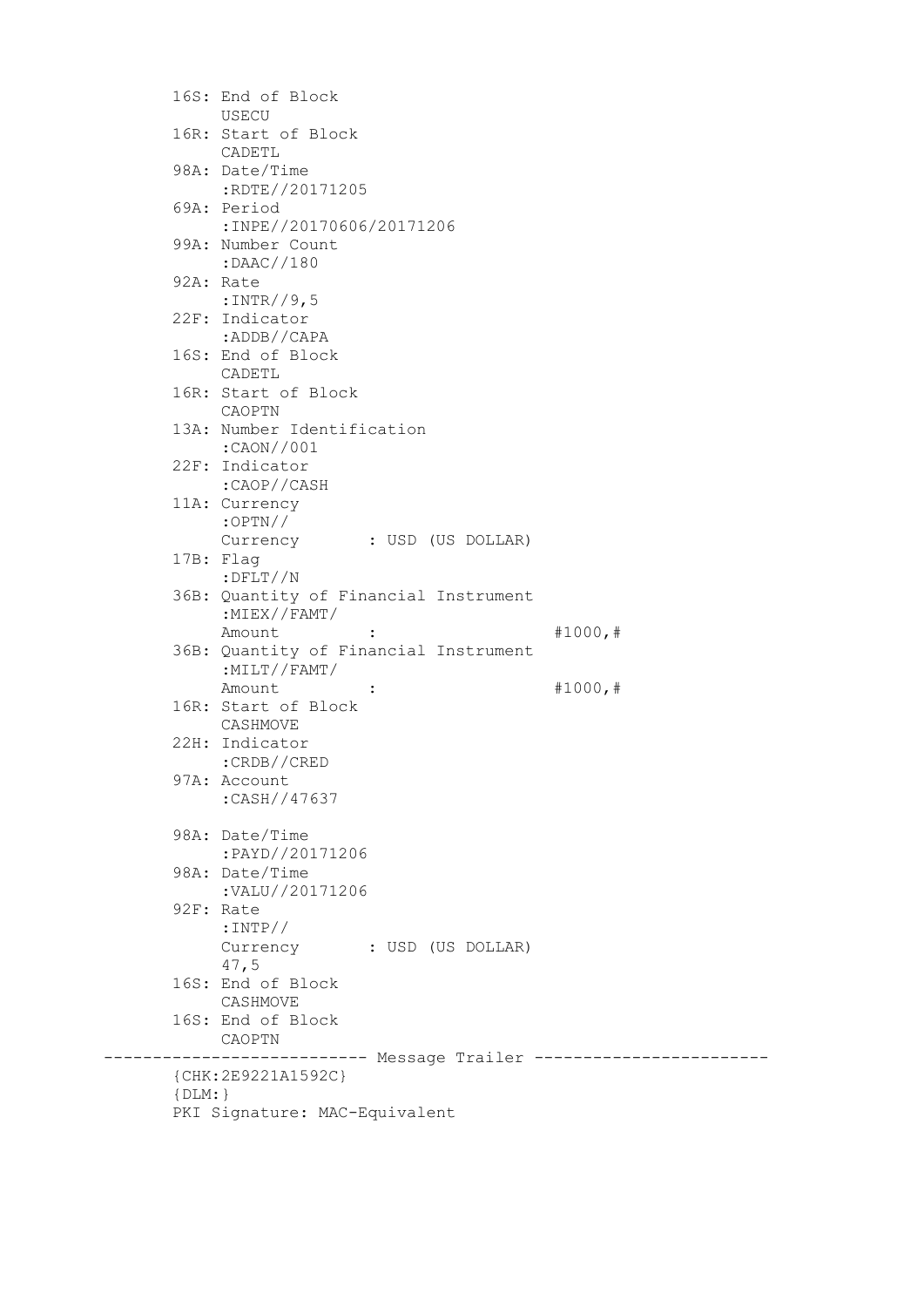```
        16S: End of Block
             USECU
        16R: Start of Block
             CADETL
        98A: Date/Time
             :RDTE//20171205
        69A: Period
             :INPE//20170606/20171206
        99A: Number Count
             :DAAC//180
        92A: Rate
             :INTR//9,5
        22F: Indicator
             :ADDB//CAPA
        16S: End of Block
             CADETL
        16R: Start of Block
             CAOPTN
        13A: Number Identification
             :CAON//001
        22F: Indicator
             :CAOP//CASH
        11A: Currency
             :OPTN//
             Currency       : USD (US DOLLAR)
        17B: Flag
             :DFLT//N
        36B: Quantity of Financial Instrument
             :MIEX//FAMT/
             Amount         :                   #1000,#
        36B: Quantity of Financial Instrument
             :MILT//FAMT/
             Amount         :                   #1000,#
        16R: Start of Block
             CASHMOVE
        22H: Indicator
             :CRDB//CRED
        97A: Account
             :CASH//47637

        98A: Date/Time
             :PAYD//20171206
        98A: Date/Time
             :VALU//20171206
        92F: Rate
             :INTP//
             Currency       : USD (US DOLLAR)
             47,5
        16S: End of Block
             CASHMOVE
        16S: End of Block
             CAOPTN
---------------------------- Message Trailer ------------------------
        {CHK:2E9221A1592C}
        {DLM:}
        PKI Signature: MAC-Equivalent
```